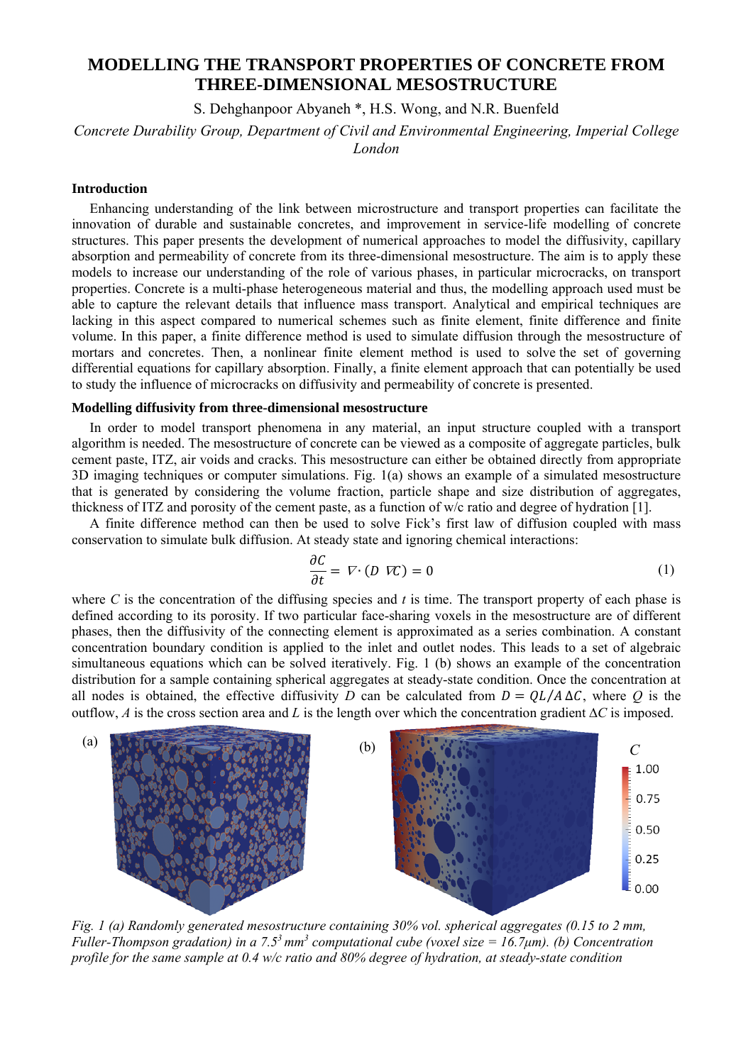# MODELLING THE TRANSPORT PROPERTIES OF CONCRETE FROM THREE-DIMENSIONAL MESOSTRUCTURE

S. Dehghanpoor Abyaneh *, H.S. Wong, and N.R. Buenfeld

*Concrete Durability Group, Department of Civil and Environmental Engineering, Imperial College London*

## Introduction

Enhancing understanding of the link between microstructure and transport properties can facilitate the innovation of durable and sustainable concretes, and improvement in service-life modelling of concrete structures. This paper presents the development of numerical approaches to model the diffusivity, capillary absorption and permeability of concrete from its three-dimensional mesostructure. The aim is to apply these models to increase our understanding of the role of various phases, in particular microcracks, on transport properties. Concrete is a multi-phase heterogeneous material and thus, the modelling approach used must be able to capture the relevant details that influence mass transport. Analytical and empirical techniques are lacking in this aspect compared to numerical schemes such as finite element, finite difference and finite volume. In this paper, a finite difference method is used to simulate diffusion through the mesostructure of mortars and concretes. Then, a nonlinear finite element method is used to solve the set of governing differential equations for capillary absorption. Finally, a finite element approach that can potentially be used to study the influence of microcracks on diffusivity and permeability of concrete is presented.

## Modelling diffusivity from three-dimensional mesostructure

In order to model transport phenomena in any material, an input structure coupled with a transport algorithm is needed. The mesostructure of concrete can be viewed as a composite of aggregate particles, bulk cement paste, ITZ, air voids and cracks. This mesostructure can either be obtained directly from appropriate 3D imaging techniques or computer simulations. Fig. 1(a) shows an example of a simulated mesostructure that is generated by considering the volume fraction, particle shape and size distribution of aggregates, thickness of ITZ and porosity of the cement paste, as a function of w/c ratio and degree of hydration [1].

A finite difference method can then be used to solve Fick's first law of diffusion coupled with mass conservation to simulate bulk diffusion. At steady state and ignoring chemical interactions:

$$\frac{\partial C}{\partial t} = \nabla \cdot (D\ \nabla C) = 0 \tag{1}$$

where $C$ is the concentration of the diffusing species and $t$ is time. The transport property of each phase is defined according to its porosity. If two particular face-sharing voxels in the mesostructure are of different phases, then the diffusivity of the connecting element is approximated as a series combination. A constant concentration boundary condition is applied to the inlet and outlet nodes. This leads to a set of algebraic simultaneous equations which can be solved iteratively. Fig. 1 (b) shows an example of the concentration distribution for a sample containing spherical aggregates at steady-state condition. Once the concentration at all nodes is obtained, the effective diffusivity $D$ can be calculated from $D = QL/A\,\Delta C$, where $Q$ is the outflow, $A$ is the cross section area and $L$ is the length over which the concentration gradient $\Delta C$ is imposed.

*Fig. 1 (a) Randomly generated mesostructure containing 30% vol. spherical aggregates (0.15 to 2 mm, Fuller-Thompson gradation) in a $7.5^3$ $mm^3$ computational cube (voxel size = 16.7μm). (b) Concentration profile for the same sample at 0.4 w/c ratio and 80% degree of hydration, at steady-state condition*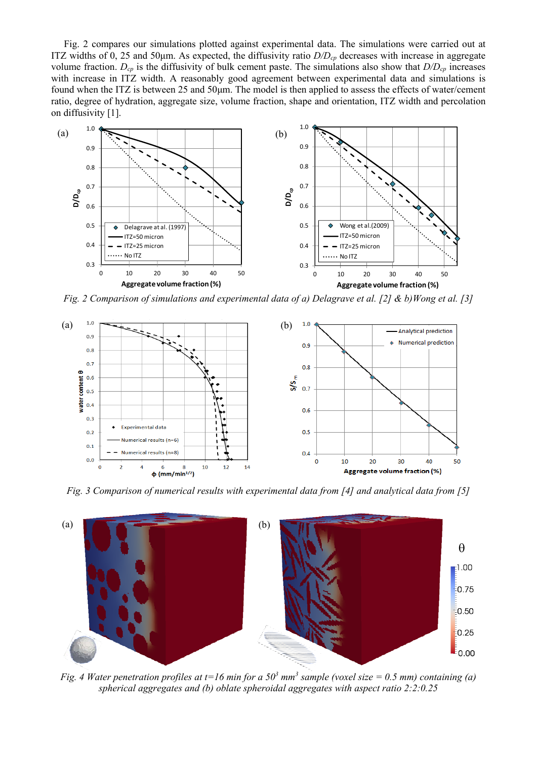Fig. 2 compares our simulations plotted against experimental data. The simulations were carried out at ITZ widths of 0, 25 and 50μm. As expected, the diffusivity ratio $D/D_{cp}$ decreases with increase in aggregate volume fraction. $D_{cp}$ is the diffusivity of bulk cement paste. The simulations also show that $D/D_{cp}$ increases with increase in ITZ width. A reasonably good agreement between experimental data and simulations is found when the ITZ is between 25 and 50μm. The model is then applied to assess the effects of water/cement ratio, degree of hydration, aggregate size, volume fraction, shape and orientation, ITZ width and percolation on diffusivity [1].

*Fig. 2 Comparison of simulations and experimental data of a) Delagrave et al. [2] & b)Wong et al. [3]*

*Fig. 3 Comparison of numerical results with experimental data from [4] and analytical data from [5]*

*Fig. 4 Water penetration profiles at t=16 min for a $50^3$ mm$^3$ sample (voxel size = 0.5 mm) containing (a) spherical aggregates and (b) oblate spheroidal aggregates with aspect ratio 2:2:0.25*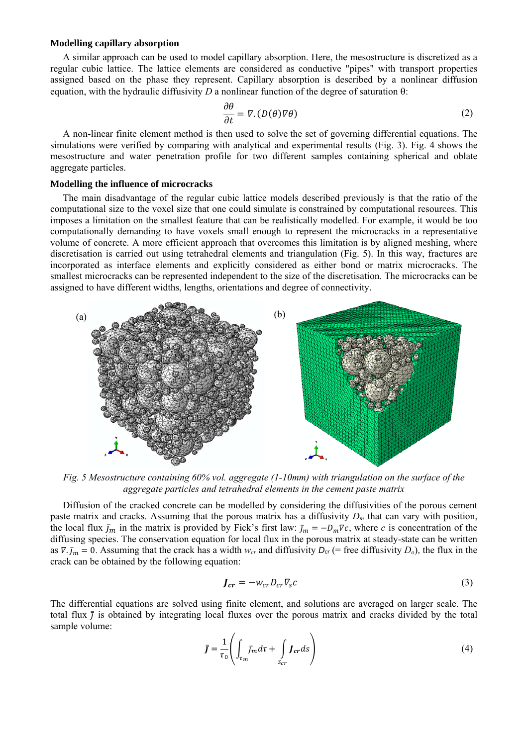**Modelling capillary absorption**

A similar approach can be used to model capillary absorption. Here, the mesostructure is discretized as a regular cubic lattice. The lattice elements are considered as conductive "pipes" with transport properties assigned based on the phase they represent. Capillary absorption is described by a nonlinear diffusion equation, with the hydraulic diffusivity $D$ a nonlinear function of the degree of saturation θ:

$$\frac{\partial \theta}{\partial t} = \nabla.(D(\theta)\nabla\theta) \tag{2}$$

A non-linear finite element method is then used to solve the set of governing differential equations. The simulations were verified by comparing with analytical and experimental results (Fig. 3). Fig. 4 shows the mesostructure and water penetration profile for two different samples containing spherical and oblate aggregate particles.

**Modelling the influence of microcracks**

The main disadvantage of the regular cubic lattice models described previously is that the ratio of the computational size to the voxel size that one could simulate is constrained by computational resources. This imposes a limitation on the smallest feature that can be realistically modelled. For example, it would be too computationally demanding to have voxels small enough to represent the microcracks in a representative volume of concrete. A more efficient approach that overcomes this limitation is by aligned meshing, where discretisation is carried out using tetrahedral elements and triangulation (Fig. 5). In this way, fractures are incorporated as interface elements and explicitly considered as either bond or matrix microcracks. The smallest microcracks can be represented independent to the size of the discretisation. The microcracks can be assigned to have different widths, lengths, orientations and degree of connectivity.

(a) (b)

*Fig. 5 Mesostructure containing 60% vol. aggregate (1-10mm) with triangulation on the surface of the aggregate particles and tetrahedral elements in the cement paste matrix*

Diffusion of the cracked concrete can be modelled by considering the diffusivities of the porous cement paste matrix and cracks. Assuming that the porous matrix has a diffusivity $D_m$ that can vary with position, the local flux $\bar{J}_m$ in the matrix is provided by Fick's first law: $\bar{J}_m = -D_m\nabla c$, where $c$ is concentration of the diffusing species. The conservation equation for local flux in the porous matrix at steady-state can be written as $\nabla.\bar{J}_m = 0$. Assuming that the crack has a width $w_{cr}$ and diffusivity $D_{cr}$ (= free diffusivity $D_o$), the flux in the crack can be obtained by the following equation:

$$\boldsymbol{J_{cr}} = -w_{cr}D_{cr}\nabla_s c \tag{3}$$

The differential equations are solved using finite element, and solutions are averaged on larger scale. The total flux $\bar{\boldsymbol{J}}$ is obtained by integrating local fluxes over the porous matrix and cracks divided by the total sample volume:

$$\bar{\boldsymbol{J}} = \frac{1}{\tau_0}\left(\int_{\tau_m} \bar{J}_m d\tau + \int_{S_{cr}} \boldsymbol{J_{cr}} ds\right) \tag{4}$$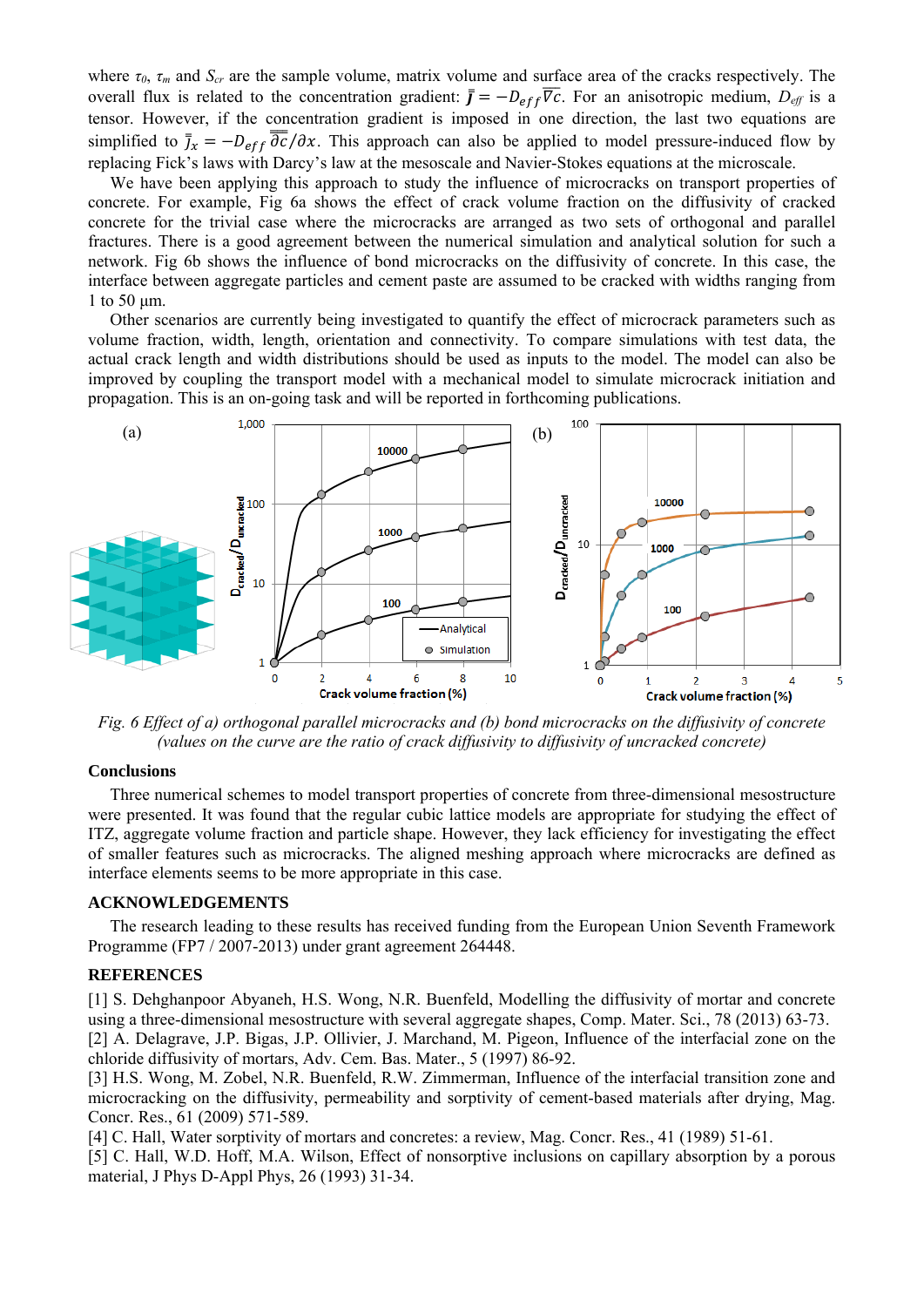where $\tau_0$, $\tau_m$ and $S_{cr}$ are the sample volume, matrix volume and surface area of the cracks respectively. The overall flux is related to the concentration gradient: $\bar{\bar{j}} = -D_{eff}\overline{\nabla c}$. For an anisotropic medium, $D_{eff}$ is a tensor. However, if the concentration gradient is imposed in one direction, the last two equations are simplified to $\bar{\bar{j}}_x = -D_{eff}\,\overline{\overline{\partial c}}/\partial x$. This approach can also be applied to model pressure-induced flow by replacing Fick's laws with Darcy's law at the mesoscale and Navier-Stokes equations at the microscale.

We have been applying this approach to study the influence of microcracks on transport properties of concrete. For example, Fig 6a shows the effect of crack volume fraction on the diffusivity of cracked concrete for the trivial case where the microcracks are arranged as two sets of orthogonal and parallel fractures. There is a good agreement between the numerical simulation and analytical solution for such a network. Fig 6b shows the influence of bond microcracks on the diffusivity of concrete. In this case, the interface between aggregate particles and cement paste are assumed to be cracked with widths ranging from 1 to 50 μm.

Other scenarios are currently being investigated to quantify the effect of microcrack parameters such as volume fraction, width, length, orientation and connectivity. To compare simulations with test data, the actual crack length and width distributions should be used as inputs to the model. The model can also be improved by coupling the transport model with a mechanical model to simulate microcrack initiation and propagation. This is an on-going task and will be reported in forthcoming publications.

(a)

1,000
100
10
1
$D_{cracked}/D_{uncracked}$
10000
1000
100
Analytical
Simulation
0 2 4 6 8 10
Crack volume fraction (%)

(b)

100
10
1
$D_{cracked}/D_{uncracked}$
10000
1000
100
0 1 2 3 4 5
Crack volume fraction (%)

*Fig. 6 Effect of a) orthogonal parallel microcracks and (b) bond microcracks on the diffusivity of concrete (values on the curve are the ratio of crack diffusivity to diffusivity of uncracked concrete)*

## Conclusions

Three numerical schemes to model transport properties of concrete from three-dimensional mesostructure were presented. It was found that the regular cubic lattice models are appropriate for studying the effect of ITZ, aggregate volume fraction and particle shape. However, they lack efficiency for investigating the effect of smaller features such as microcracks. The aligned meshing approach where microcracks are defined as interface elements seems to be more appropriate in this case.

## ACKNOWLEDGEMENTS

The research leading to these results has received funding from the European Union Seventh Framework Programme (FP7 / 2007-2013) under grant agreement 264448.

## REFERENCES

[1] S. Dehghanpoor Abyaneh, H.S. Wong, N.R. Buenfeld, Modelling the diffusivity of mortar and concrete using a three-dimensional mesostructure with several aggregate shapes, Comp. Mater. Sci., 78 (2013) 63-73.

[2] A. Delagrave, J.P. Bigas, J.P. Ollivier, J. Marchand, M. Pigeon, Influence of the interfacial zone on the chloride diffusivity of mortars, Adv. Cem. Bas. Mater., 5 (1997) 86-92.

[3] H.S. Wong, M. Zobel, N.R. Buenfeld, R.W. Zimmerman, Influence of the interfacial transition zone and microcracking on the diffusivity, permeability and sorptivity of cement-based materials after drying, Mag. Concr. Res., 61 (2009) 571-589.

[4] C. Hall, Water sorptivity of mortars and concretes: a review, Mag. Concr. Res., 41 (1989) 51-61.

[5] C. Hall, W.D. Hoff, M.A. Wilson, Effect of nonsorptive inclusions on capillary absorption by a porous material, J Phys D-Appl Phys, 26 (1993) 31-34.